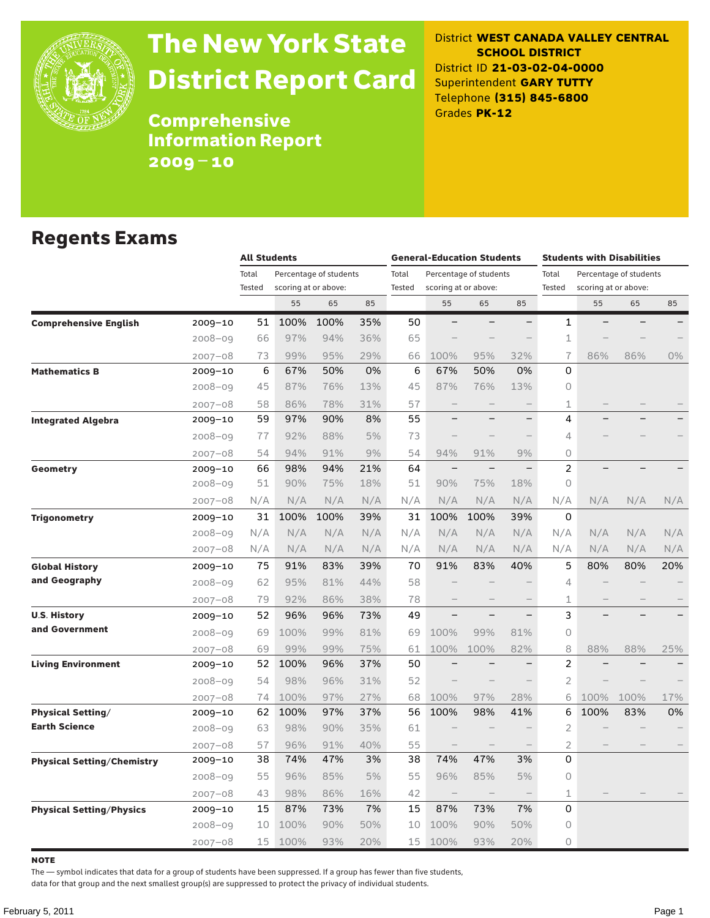# The New York State District Report Card

## Comprehensive Information Report 2009–10

District **WEST CANADA VALLEY CENTRAL SCHOOL DISTRICT**
District ID **21-03-02-04-0000**
Superintendent **GARY TUTTY**
Telephone **(315) 845-6800**
Grades **PK-12**

## Regents Exams

| | | All Students | | | | General-Education Students | | | | Students with Disabilities | | | |
|---|---|---|---|---|---|---|---|---|---|---|---|---|---|
| | | Total Tested | Percentage of students scoring at or above: | | | Total Tested | Percentage of students scoring at or above: | | | Total Tested | Percentage of students scoring at or above: | | |
| | | | 55 | 65 | 85 | | 55 | 65 | 85 | | 55 | 65 | 85 |
| **Comprehensive English** | 2009–10 | 51 | 100% | 100% | 35% | 50 | – | – | – | 1 | – | – | – |
| | 2008–09 | 66 | 97% | 94% | 36% | 65 | – | – | – | 1 | – | – | – |
| | 2007–08 | 73 | 99% | 95% | 29% | 66 | 100% | 95% | 32% | 7 | 86% | 86% | 0% |
| **Mathematics B** | 2009–10 | 6 | 67% | 50% | 0% | 6 | 67% | 50% | 0% | 0 | | | |
| | 2008–09 | 45 | 87% | 76% | 13% | 45 | 87% | 76% | 13% | 0 | | | |
| | 2007–08 | 58 | 86% | 78% | 31% | 57 | – | – | – | 1 | – | – | – |
| **Integrated Algebra** | 2009–10 | 59 | 97% | 90% | 8% | 55 | – | – | – | 4 | – | – | – |
| | 2008–09 | 77 | 92% | 88% | 5% | 73 | – | – | – | 4 | – | – | – |
| | 2007–08 | 54 | 94% | 91% | 9% | 54 | 94% | 91% | 9% | 0 | | | |
| **Geometry** | 2009–10 | 66 | 98% | 94% | 21% | 64 | – | – | – | 2 | – | – | – |
| | 2008–09 | 51 | 90% | 75% | 18% | 51 | 90% | 75% | 18% | 0 | | | |
| | 2007–08 | N/A | N/A | N/A | N/A | N/A | N/A | N/A | N/A | N/A | N/A | N/A | N/A |
| **Trigonometry** | 2009–10 | 31 | 100% | 100% | 39% | 31 | 100% | 100% | 39% | 0 | | | |
| | 2008–09 | N/A | N/A | N/A | N/A | N/A | N/A | N/A | N/A | N/A | N/A | N/A | N/A |
| | 2007–08 | N/A | N/A | N/A | N/A | N/A | N/A | N/A | N/A | N/A | N/A | N/A | N/A |
| **Global History and Geography** | 2009–10 | 75 | 91% | 83% | 39% | 70 | 91% | 83% | 40% | 5 | 80% | 80% | 20% |
| | 2008–09 | 62 | 95% | 81% | 44% | 58 | – | – | – | 4 | – | – | – |
| | 2007–08 | 79 | 92% | 86% | 38% | 78 | – | – | – | 1 | – | – | – |
| **U.S. History and Government** | 2009–10 | 52 | 96% | 96% | 73% | 49 | – | – | – | 3 | – | – | – |
| | 2008–09 | 69 | 100% | 99% | 81% | 69 | 100% | 99% | 81% | 0 | | | |
| | 2007–08 | 69 | 99% | 99% | 75% | 61 | 100% | 100% | 82% | 8 | 88% | 88% | 25% |
| **Living Environment** | 2009–10 | 52 | 100% | 96% | 37% | 50 | – | – | – | 2 | – | – | – |
| | 2008–09 | 54 | 98% | 96% | 31% | 52 | – | – | – | 2 | – | – | – |
| | 2007–08 | 74 | 100% | 97% | 27% | 68 | 100% | 97% | 28% | 6 | 100% | 100% | 17% |
| **Physical Setting/ Earth Science** | 2009–10 | 62 | 100% | 97% | 37% | 56 | 100% | 98% | 41% | 6 | 100% | 83% | 0% |
| | 2008–09 | 63 | 98% | 90% | 35% | 61 | – | – | – | 2 | – | – | – |
| | 2007–08 | 57 | 96% | 91% | 40% | 55 | – | – | – | 2 | – | – | – |
| **Physical Setting/Chemistry** | 2009–10 | 38 | 74% | 47% | 3% | 38 | 74% | 47% | 3% | 0 | | | |
| | 2008–09 | 55 | 96% | 85% | 5% | 55 | 96% | 85% | 5% | 0 | | | |
| | 2007–08 | 43 | 98% | 86% | 16% | 42 | – | – | – | 1 | – | – | – |
| **Physical Setting/Physics** | 2009–10 | 15 | 87% | 73% | 7% | 15 | 87% | 73% | 7% | 0 | | | |
| | 2008–09 | 10 | 100% | 90% | 50% | 10 | 100% | 90% | 50% | 0 | | | |
| | 2007–08 | 15 | 100% | 93% | 20% | 15 | 100% | 93% | 20% | 0 | | | |

**NOTE**

The — symbol indicates that data for a group of students have been suppressed. If a group has fewer than five students, data for that group and the next smallest group(s) are suppressed to protect the privacy of individual students.

February 5, 2011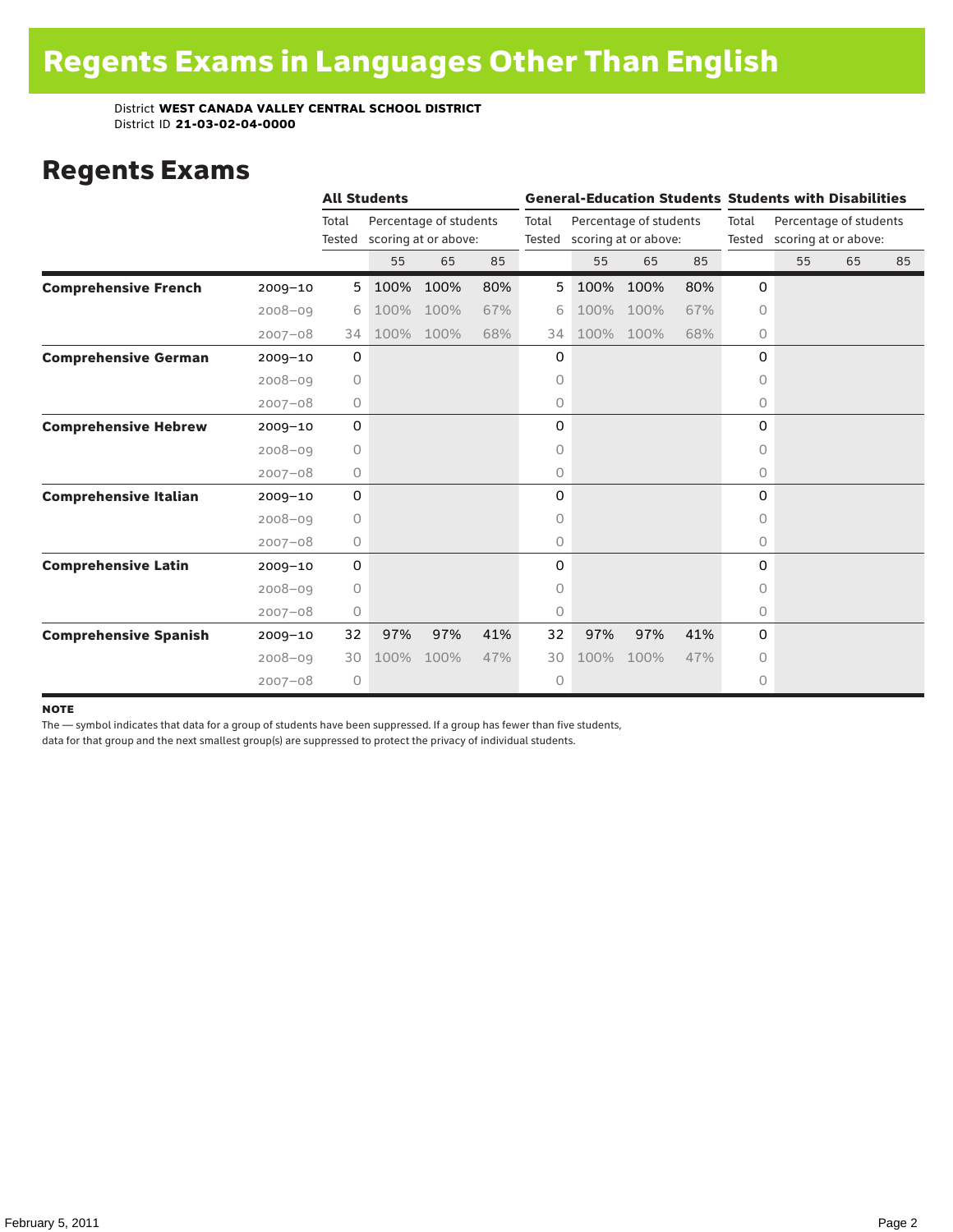# Regents Exams in Languages Other Than English

District **WEST CANADA VALLEY CENTRAL SCHOOL DISTRICT**
District ID **21-03-02-04-0000**

## Regents Exams

| | | All Students | | | | General-Education Students | | | | Students with Disabilities | | | |
|---|---|---|---|---|---|---|---|---|---|---|---|---|---|
| | | Total Tested | Percentage of students scoring at or above: | | | Total Tested | Percentage of students scoring at or above: | | | Total Tested | Percentage of students scoring at or above: | | |
| | | | 55 | 65 | 85 | | 55 | 65 | 85 | | 55 | 65 | 85 |
| **Comprehensive French** | 2009–10 | 5 | 100% | 100% | 80% | 5 | 100% | 100% | 80% | 0 | | | |
| | 2008–09 | 6 | 100% | 100% | 67% | 6 | 100% | 100% | 67% | 0 | | | |
| | 2007–08 | 34 | 100% | 100% | 68% | 34 | 100% | 100% | 68% | 0 | | | |
| **Comprehensive German** | 2009–10 | 0 | | | | 0 | | | | 0 | | | |
| | 2008–09 | 0 | | | | 0 | | | | 0 | | | |
| | 2007–08 | 0 | | | | 0 | | | | 0 | | | |
| **Comprehensive Hebrew** | 2009–10 | 0 | | | | 0 | | | | 0 | | | |
| | 2008–09 | 0 | | | | 0 | | | | 0 | | | |
| | 2007–08 | 0 | | | | 0 | | | | 0 | | | |
| **Comprehensive Italian** | 2009–10 | 0 | | | | 0 | | | | 0 | | | |
| | 2008–09 | 0 | | | | 0 | | | | 0 | | | |
| | 2007–08 | 0 | | | | 0 | | | | 0 | | | |
| **Comprehensive Latin** | 2009–10 | 0 | | | | 0 | | | | 0 | | | |
| | 2008–09 | 0 | | | | 0 | | | | 0 | | | |
| | 2007–08 | 0 | | | | 0 | | | | 0 | | | |
| **Comprehensive Spanish** | 2009–10 | 32 | 97% | 97% | 41% | 32 | 97% | 97% | 41% | 0 | | | |
| | 2008–09 | 30 | 100% | 100% | 47% | 30 | 100% | 100% | 47% | 0 | | | |
| | 2007–08 | 0 | | | | 0 | | | | 0 | | | |

**NOTE**

The — symbol indicates that data for a group of students have been suppressed. If a group has fewer than five students, data for that group and the next smallest group(s) are suppressed to protect the privacy of individual students.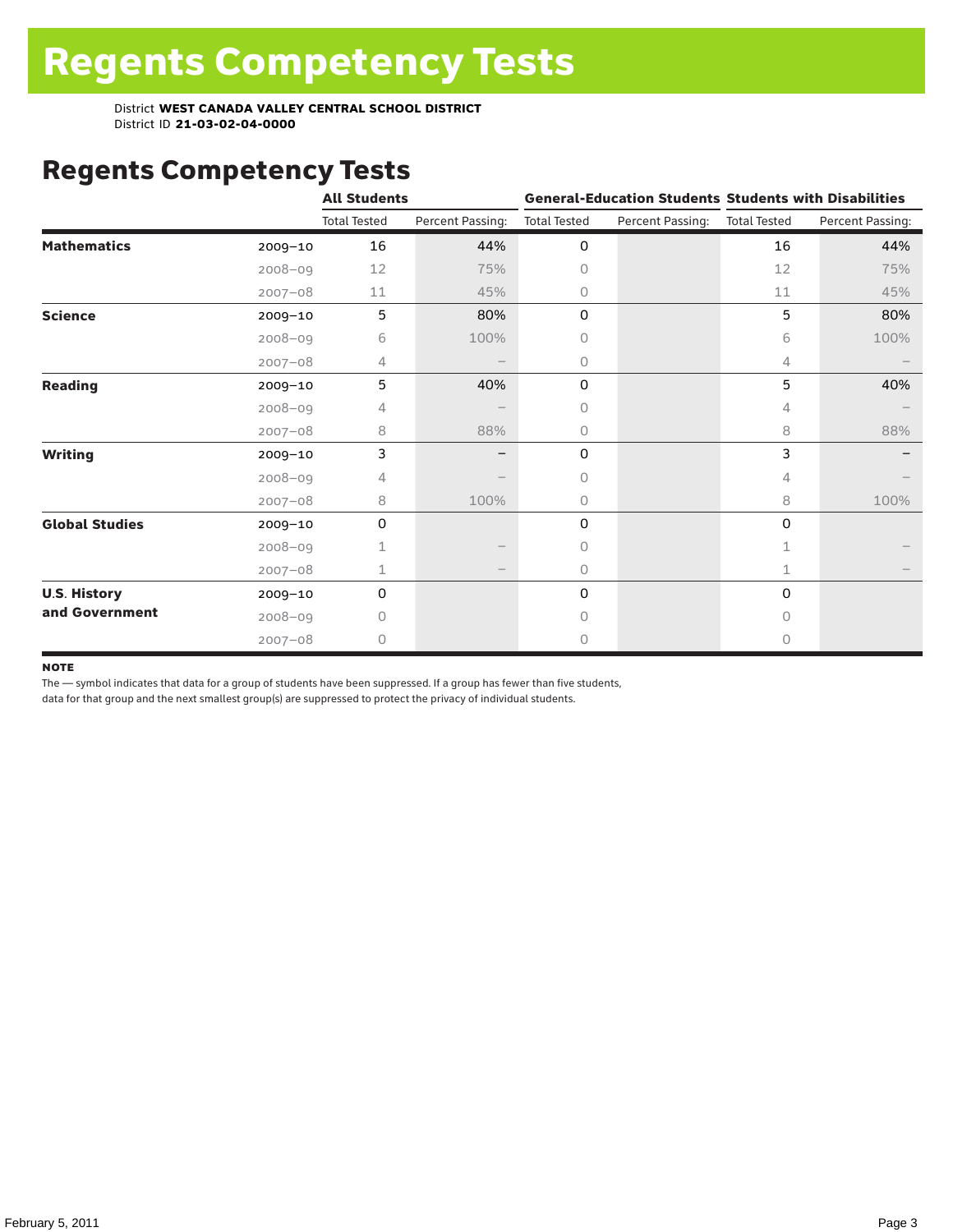# Regents Competency Tests

District **WEST CANADA VALLEY CENTRAL SCHOOL DISTRICT**
District ID **21-03-02-04-0000**

## Regents Competency Tests

| | | All Students | | General-Education Students | | Students with Disabilities | |
|---|---|---|---|---|---|---|---|
| | | Total Tested | Percent Passing: | Total Tested | Percent Passing: | Total Tested | Percent Passing: |
| **Mathematics** | 2009–10 | 16 | 44% | 0 | | 16 | 44% |
| | 2008–09 | 12 | 75% | 0 | | 12 | 75% |
| | 2007–08 | 11 | 45% | 0 | | 11 | 45% |
| **Science** | 2009–10 | 5 | 80% | 0 | | 5 | 80% |
| | 2008–09 | 6 | 100% | 0 | | 6 | 100% |
| | 2007–08 | 4 | – | 0 | | 4 | – |
| **Reading** | 2009–10 | 5 | 40% | 0 | | 5 | 40% |
| | 2008–09 | 4 | – | 0 | | 4 | – |
| | 2007–08 | 8 | 88% | 0 | | 8 | 88% |
| **Writing** | 2009–10 | 3 | – | 0 | | 3 | – |
| | 2008–09 | 4 | – | 0 | | 4 | – |
| | 2007–08 | 8 | 100% | 0 | | 8 | 100% |
| **Global Studies** | 2009–10 | 0 | | 0 | | 0 | |
| | 2008–09 | 1 | – | 0 | | 1 | – |
| | 2007–08 | 1 | – | 0 | | 1 | – |
| **U.S. History and Government** | 2009–10 | 0 | | 0 | | 0 | |
| | 2008–09 | 0 | | 0 | | 0 | |
| | 2007–08 | 0 | | 0 | | 0 | |

**NOTE**

The — symbol indicates that data for a group of students have been suppressed. If a group has fewer than five students, data for that group and the next smallest group(s) are suppressed to protect the privacy of individual students.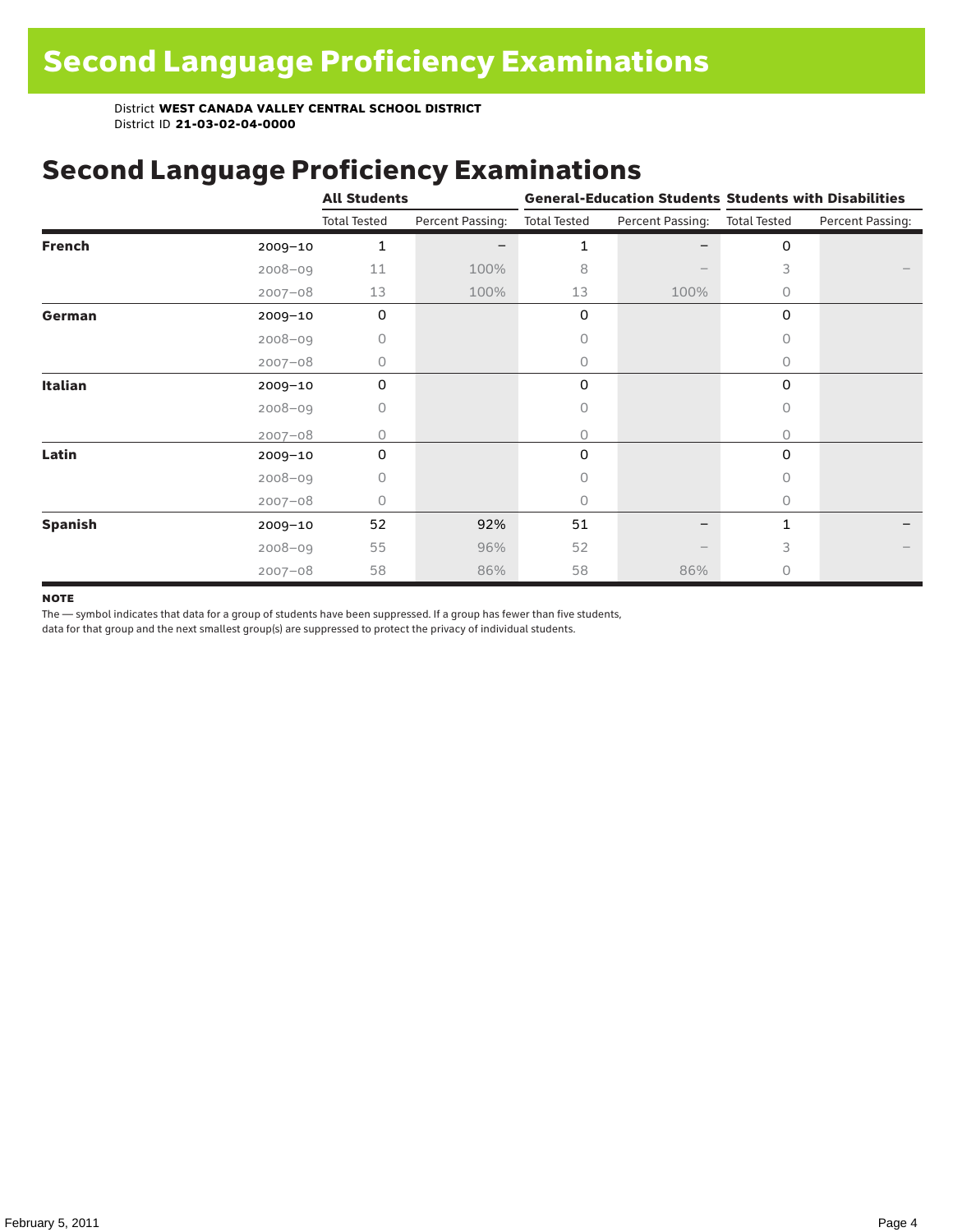# Second Language Proficiency Examinations

District **WEST CANADA VALLEY CENTRAL SCHOOL DISTRICT**
District ID **21-03-02-04-0000**

## Second Language Proficiency Examinations

| | | All Students | | General-Education Students | | Students with Disabilities | |
|---|---|---|---|---|---|---|---|
| | | Total Tested | Percent Passing: | Total Tested | Percent Passing: | Total Tested | Percent Passing: |
| **French** | 2009–10 | 1 | – | 1 | – | 0 | |
| | 2008–09 | 11 | 100% | 8 | – | 3 | – |
| | 2007–08 | 13 | 100% | 13 | 100% | 0 | |
| **German** | 2009–10 | 0 | | 0 | | 0 | |
| | 2008–09 | 0 | | 0 | | 0 | |
| | 2007–08 | 0 | | 0 | | 0 | |
| **Italian** | 2009–10 | 0 | | 0 | | 0 | |
| | 2008–09 | 0 | | 0 | | 0 | |
| | 2007–08 | 0 | | 0 | | 0 | |
| **Latin** | 2009–10 | 0 | | 0 | | 0 | |
| | 2008–09 | 0 | | 0 | | 0 | |
| | 2007–08 | 0 | | 0 | | 0 | |
| **Spanish** | 2009–10 | 52 | 92% | 51 | – | 1 | – |
| | 2008–09 | 55 | 96% | 52 | – | 3 | – |
| | 2007–08 | 58 | 86% | 58 | 86% | 0 | |

**NOTE**

The — symbol indicates that data for a group of students have been suppressed. If a group has fewer than five students, data for that group and the next smallest group(s) are suppressed to protect the privacy of individual students.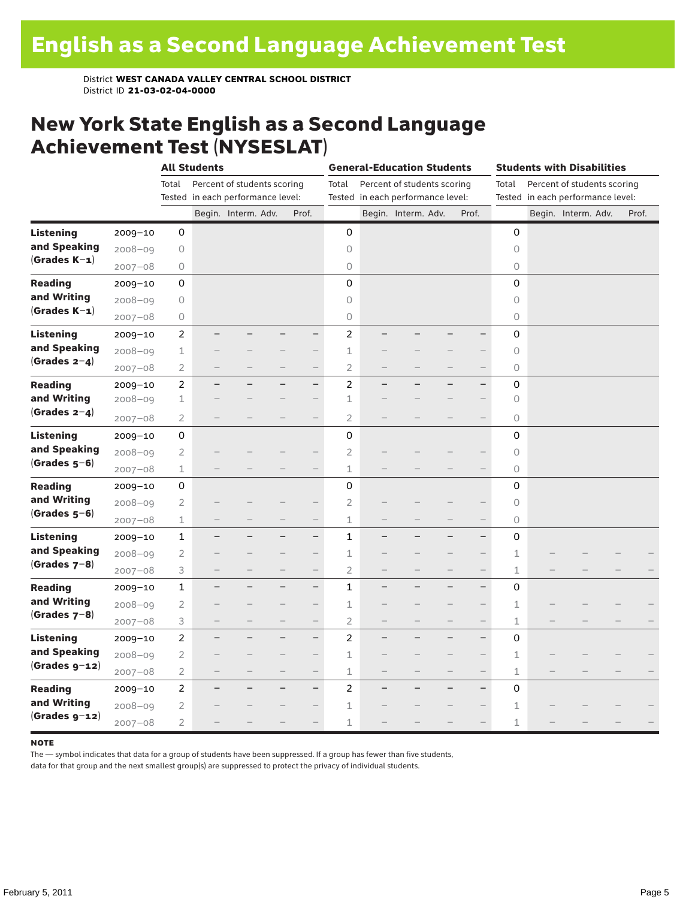# English as a Second Language Achievement Test

District **WEST CANADA VALLEY CENTRAL SCHOOL DISTRICT**
District ID **21-03-02-04-0000**

## New York State English as a Second Language Achievement Test (NYSESLAT)

| | | All Students | | | | | General-Education Students | | | | | Students with Disabilities | | | | |
|---|---|---|---|---|---|---|---|---|---|---|---|---|---|---|---|---|
| | | Total Tested | Percent of students scoring in each performance level: | | | | Total Tested | Percent of students scoring in each performance level: | | | | Total Tested | Percent of students scoring in each performance level: | | | |
| | | | Begin. | Interm. | Adv. | Prof. | | Begin. | Interm. | Adv. | Prof. | | Begin. | Interm. | Adv. | Prof. |
| **Listening and Speaking (Grades K–1)** | 2009–10 | 0 | | | | | 0 | | | | | 0 | | | | |
| | 2008–09 | 0 | | | | | 0 | | | | | 0 | | | | |
| | 2007–08 | 0 | | | | | 0 | | | | | 0 | | | | |
| **Reading and Writing (Grades K–1)** | 2009–10 | 0 | | | | | 0 | | | | | 0 | | | | |
| | 2008–09 | 0 | | | | | 0 | | | | | 0 | | | | |
| | 2007–08 | 0 | | | | | 0 | | | | | 0 | | | | |
| **Listening and Speaking (Grades 2–4)** | 2009–10 | 2 | – | – | – | – | 2 | – | – | – | – | 0 | | | | |
| | 2008–09 | 1 | – | – | – | – | 1 | – | – | – | – | 0 | | | | |
| | 2007–08 | 2 | – | – | – | – | 2 | – | – | – | – | 0 | | | | |
| **Reading and Writing (Grades 2–4)** | 2009–10 | 2 | – | – | – | – | 2 | – | – | – | – | 0 | | | | |
| | 2008–09 | 1 | – | – | – | – | 1 | – | – | – | – | 0 | | | | |
| | 2007–08 | 2 | – | – | – | – | 2 | – | – | – | – | 0 | | | | |
| **Listening and Speaking (Grades 5–6)** | 2009–10 | 0 | | | | | 0 | | | | | 0 | | | | |
| | 2008–09 | 2 | – | – | – | – | 2 | – | – | – | – | 0 | | | | |
| | 2007–08 | 1 | – | – | – | – | 1 | – | – | – | – | 0 | | | | |
| **Reading and Writing (Grades 5–6)** | 2009–10 | 0 | | | | | 0 | | | | | 0 | | | | |
| | 2008–09 | 2 | – | – | – | – | 2 | – | – | – | – | 0 | | | | |
| | 2007–08 | 1 | – | – | – | – | 1 | – | – | – | – | 0 | | | | |
| **Listening and Speaking (Grades 7–8)** | 2009–10 | 1 | – | – | – | – | 1 | – | – | – | – | 0 | | | | |
| | 2008–09 | 2 | – | – | – | – | 1 | – | – | – | – | 1 | – | – | – | – |
| | 2007–08 | 3 | – | – | – | – | 2 | – | – | – | – | 1 | – | – | – | – |
| **Reading and Writing (Grades 7–8)** | 2009–10 | 1 | – | – | – | – | 1 | – | – | – | – | 0 | | | | |
| | 2008–09 | 2 | – | – | – | – | 1 | – | – | – | – | 1 | – | – | – | – |
| | 2007–08 | 3 | – | – | – | – | 2 | – | – | – | – | 1 | – | – | – | – |
| **Listening and Speaking (Grades 9–12)** | 2009–10 | 2 | – | – | – | – | 2 | – | – | – | – | 0 | | | | |
| | 2008–09 | 2 | – | – | – | – | 1 | – | – | – | – | 1 | – | – | – | – |
| | 2007–08 | 2 | – | – | – | – | 1 | – | – | – | – | 1 | – | – | – | – |
| **Reading and Writing (Grades 9–12)** | 2009–10 | 2 | – | – | – | – | 2 | – | – | – | – | 0 | | | | |
| | 2008–09 | 2 | – | – | – | – | 1 | – | – | – | – | 1 | – | – | – | – |
| | 2007–08 | 2 | – | – | – | – | 1 | – | – | – | – | 1 | – | – | – | – |

**NOTE**

The — symbol indicates that data for a group of students have been suppressed. If a group has fewer than five students, data for that group and the next smallest group(s) are suppressed to protect the privacy of individual students.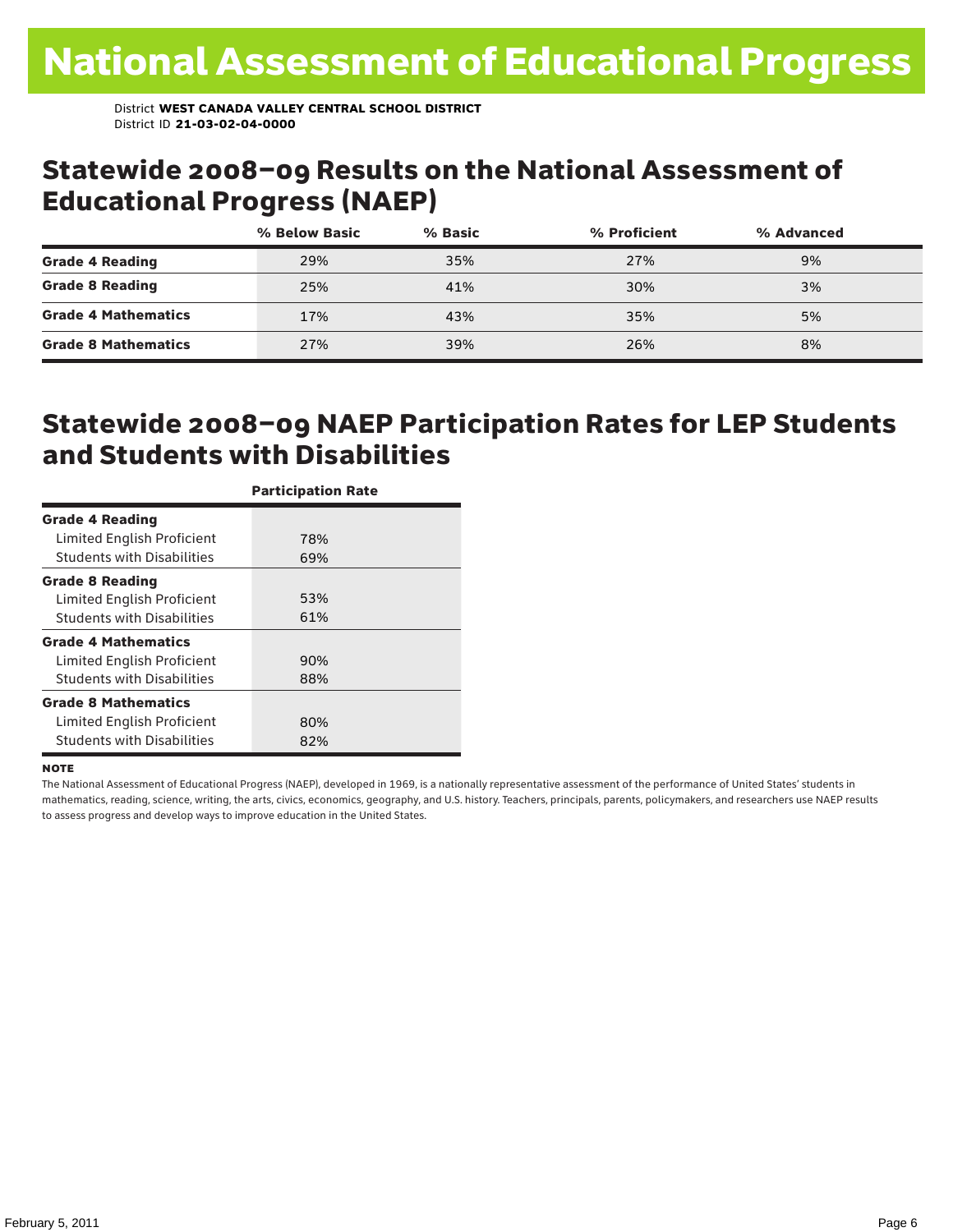# National Assessment of Educational Progress

District **WEST CANADA VALLEY CENTRAL SCHOOL DISTRICT**
District ID **21-03-02-04-0000**

## Statewide 2008–09 Results on the National Assessment of Educational Progress (NAEP)

| | % Below Basic | % Basic | % Proficient | % Advanced |
|---|---|---|---|---|
| **Grade 4 Reading** | 29% | 35% | 27% | 9% |
| **Grade 8 Reading** | 25% | 41% | 30% | 3% |
| **Grade 4 Mathematics** | 17% | 43% | 35% | 5% |
| **Grade 8 Mathematics** | 27% | 39% | 26% | 8% |

## Statewide 2008–09 NAEP Participation Rates for LEP Students and Students with Disabilities

| | Participation Rate |
|---|---|
| **Grade 4 Reading** | |
| Limited English Proficient | 78% |
| Students with Disabilities | 69% |
| **Grade 8 Reading** | |
| Limited English Proficient | 53% |
| Students with Disabilities | 61% |
| **Grade 4 Mathematics** | |
| Limited English Proficient | 90% |
| Students with Disabilities | 88% |
| **Grade 8 Mathematics** | |
| Limited English Proficient | 80% |
| Students with Disabilities | 82% |

**NOTE**

The National Assessment of Educational Progress (NAEP), developed in 1969, is a nationally representative assessment of the performance of United States' students in mathematics, reading, science, writing, the arts, civics, economics, geography, and U.S. history. Teachers, principals, parents, policymakers, and researchers use NAEP results to assess progress and develop ways to improve education in the United States.

February 5, 2011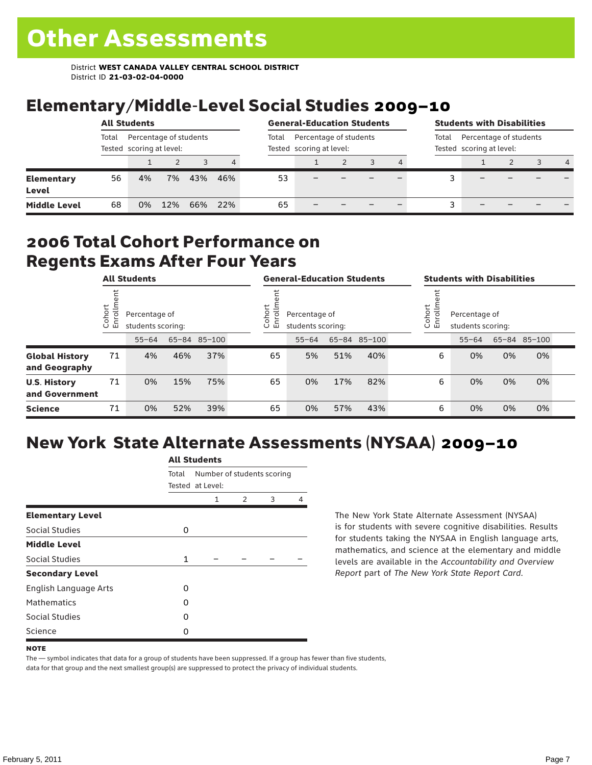# Other Assessments

District **WEST CANADA VALLEY CENTRAL SCHOOL DISTRICT**
District ID **21-03-02-04-0000**

## Elementary/Middle-Level Social Studies 2009–10

| | All Students | | | | | General-Education Students | | | | | Students with Disabilities | | | | |
|---|---|---|---|---|---|---|---|---|---|---|---|---|---|---|---|
| | Total Tested | Percentage of students scoring at level: | | | | Total Tested | Percentage of students scoring at level: | | | | Total Tested | Percentage of students scoring at level: | | | |
| | | 1 | 2 | 3 | 4 | | 1 | 2 | 3 | 4 | | 1 | 2 | 3 | 4 |
| **Elementary Level** | 56 | 4% | 7% | 43% | 46% | 53 | – | – | – | – | 3 | – | – | – | – |
| **Middle Level** | 68 | 0% | 12% | 66% | 22% | 65 | – | – | – | – | 3 | – | – | – | – |

## 2006 Total Cohort Performance on Regents Exams After Four Years

| | All Students | | | | General-Education Students | | | | Students with Disabilities | | | |
|---|---|---|---|---|---|---|---|---|---|---|---|---|
| | Cohort Enrollment | Percentage of students scoring: | | | Cohort Enrollment | Percentage of students scoring: | | | Cohort Enrollment | Percentage of students scoring: | | |
| | | 55–64 | 65–84 | 85–100 | | 55–64 | 65–84 | 85–100 | | 55–64 | 65–84 | 85–100 |
| **Global History and Geography** | 71 | 4% | 46% | 37% | 65 | 5% | 51% | 40% | 6 | 0% | 0% | 0% |
| **U.S. History and Government** | 71 | 0% | 15% | 75% | 65 | 0% | 17% | 82% | 6 | 0% | 0% | 0% |
| **Science** | 71 | 0% | 52% | 39% | 65 | 0% | 57% | 43% | 6 | 0% | 0% | 0% |

## New York State Alternate Assessments (NYSAA) 2009–10

| | All Students | | | | |
|---|---|---|---|---|---|
| | Total Tested | Number of students scoring at Level: | | | |
| | | 1 | 2 | 3 | 4 |
| **Elementary Level** | | | | | |
| Social Studies | 0 | | | | |
| **Middle Level** | | | | | |
| Social Studies | 1 | – | – | – | – |
| **Secondary Level** | | | | | |
| English Language Arts | 0 | | | | |
| Mathematics | 0 | | | | |
| Social Studies | 0 | | | | |
| Science | 0 | | | | |

The New York State Alternate Assessment (NYSAA) is for students with severe cognitive disabilities. Results for students taking the NYSAA in English language arts, mathematics, and science at the elementary and middle levels are available in the *Accountability and Overview Report* part of *The New York State Report Card*.

**NOTE**

The — symbol indicates that data for a group of students have been suppressed. If a group has fewer than five students, data for that group and the next smallest group(s) are suppressed to protect the privacy of individual students.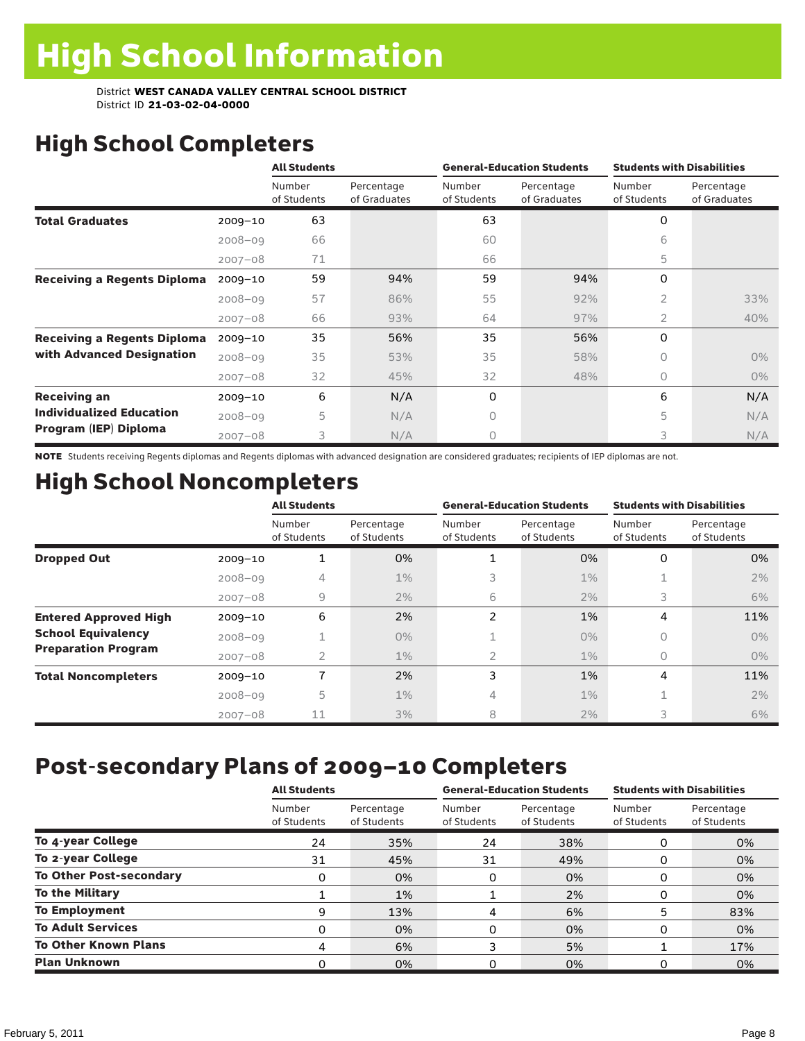# High School Information

District **WEST CANADA VALLEY CENTRAL SCHOOL DISTRICT**
District ID **21-03-02-04-0000**

## High School Completers

| | | All Students | | General-Education Students | | Students with Disabilities | |
|---|---|---|---|---|---|---|---|
| | | Number of Students | Percentage of Graduates | Number of Students | Percentage of Graduates | Number of Students | Percentage of Graduates |
| **Total Graduates** | 2009–10 | 63 | | 63 | | 0 | |
| | 2008–09 | 66 | | 60 | | 6 | |
| | 2007–08 | 71 | | 66 | | 5 | |
| **Receiving a Regents Diploma** | 2009–10 | 59 | 94% | 59 | 94% | 0 | |
| | 2008–09 | 57 | 86% | 55 | 92% | 2 | 33% |
| | 2007–08 | 66 | 93% | 64 | 97% | 2 | 40% |
| **Receiving a Regents Diploma with Advanced Designation** | 2009–10 | 35 | 56% | 35 | 56% | 0 | |
| | 2008–09 | 35 | 53% | 35 | 58% | 0 | 0% |
| | 2007–08 | 32 | 45% | 32 | 48% | 0 | 0% |
| **Receiving an Individualized Education Program (IEP) Diploma** | 2009–10 | 6 | N/A | 0 | | 6 | N/A |
| | 2008–09 | 5 | N/A | 0 | | 5 | N/A |
| | 2007–08 | 3 | N/A | 0 | | 3 | N/A |

**NOTE** Students receiving Regents diplomas and Regents diplomas with advanced designation are considered graduates; recipients of IEP diplomas are not.

## High School Noncompleters

| | | All Students | | General-Education Students | | Students with Disabilities | |
|---|---|---|---|---|---|---|---|
| | | Number of Students | Percentage of Students | Number of Students | Percentage of Students | Number of Students | Percentage of Students |
| **Dropped Out** | 2009–10 | 1 | 0% | 1 | 0% | 0 | 0% |
| | 2008–09 | 4 | 1% | 3 | 1% | 1 | 2% |
| | 2007–08 | 9 | 2% | 6 | 2% | 3 | 6% |
| **Entered Approved High School Equivalency Preparation Program** | 2009–10 | 6 | 2% | 2 | 1% | 4 | 11% |
| | 2008–09 | 1 | 0% | 1 | 0% | 0 | 0% |
| | 2007–08 | 2 | 1% | 2 | 1% | 0 | 0% |
| **Total Noncompleters** | 2009–10 | 7 | 2% | 3 | 1% | 4 | 11% |
| | 2008–09 | 5 | 1% | 4 | 1% | 1 | 2% |
| | 2007–08 | 11 | 3% | 8 | 2% | 3 | 6% |

## Post-secondary Plans of 2009–10 Completers

| | All Students | | General-Education Students | | Students with Disabilities | |
|---|---|---|---|---|---|---|
| | Number of Students | Percentage of Students | Number of Students | Percentage of Students | Number of Students | Percentage of Students |
| **To 4-year College** | 24 | 35% | 24 | 38% | 0 | 0% |
| **To 2-year College** | 31 | 45% | 31 | 49% | 0 | 0% |
| **To Other Post-secondary** | 0 | 0% | 0 | 0% | 0 | 0% |
| **To the Military** | 1 | 1% | 1 | 2% | 0 | 0% |
| **To Employment** | 9 | 13% | 4 | 6% | 5 | 83% |
| **To Adult Services** | 0 | 0% | 0 | 0% | 0 | 0% |
| **To Other Known Plans** | 4 | 6% | 3 | 5% | 1 | 17% |
| **Plan Unknown** | 0 | 0% | 0 | 0% | 0 | 0% |

February 5, 2011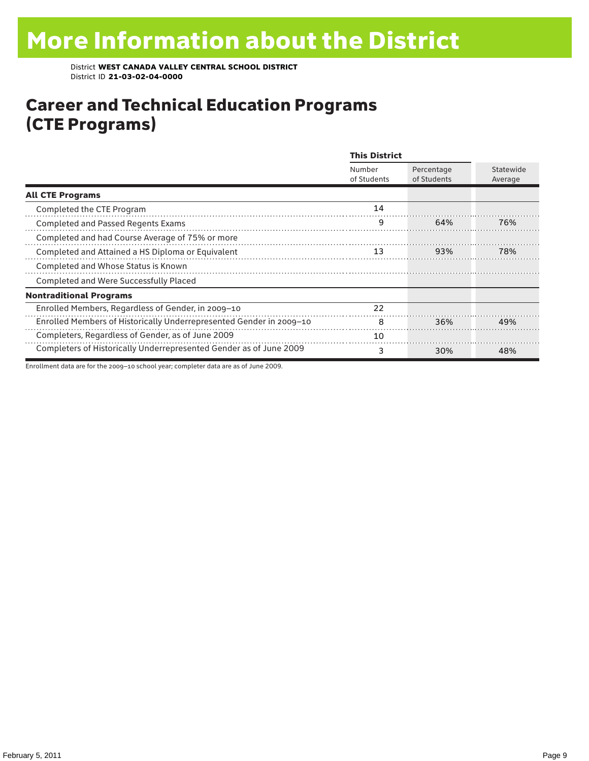# More Information about the District

District **WEST CANADA VALLEY CENTRAL SCHOOL DISTRICT**
District ID **21-03-02-04-0000**

## Career and Technical Education Programs (CTE Programs)

| | This District | | |
|---|---|---|---|
| | Number of Students | Percentage of Students | Statewide Average |
| **All CTE Programs** | | | |
| Completed the CTE Program | 14 | | |
| Completed and Passed Regents Exams | 9 | 64% | 76% |
| Completed and had Course Average of 75% or more | | | |
| Completed and Attained a HS Diploma or Equivalent | 13 | 93% | 78% |
| Completed and Whose Status is Known | | | |
| Completed and Were Successfully Placed | | | |
| **Nontraditional Programs** | | | |
| Enrolled Members, Regardless of Gender, in 2009–10 | 22 | | |
| Enrolled Members of Historically Underrepresented Gender in 2009–10 | 8 | 36% | 49% |
| Completers, Regardless of Gender, as of June 2009 | 10 | | |
| Completers of Historically Underrepresented Gender as of June 2009 | 3 | 30% | 48% |

Enrollment data are for the 2009–10 school year; completer data are as of June 2009.